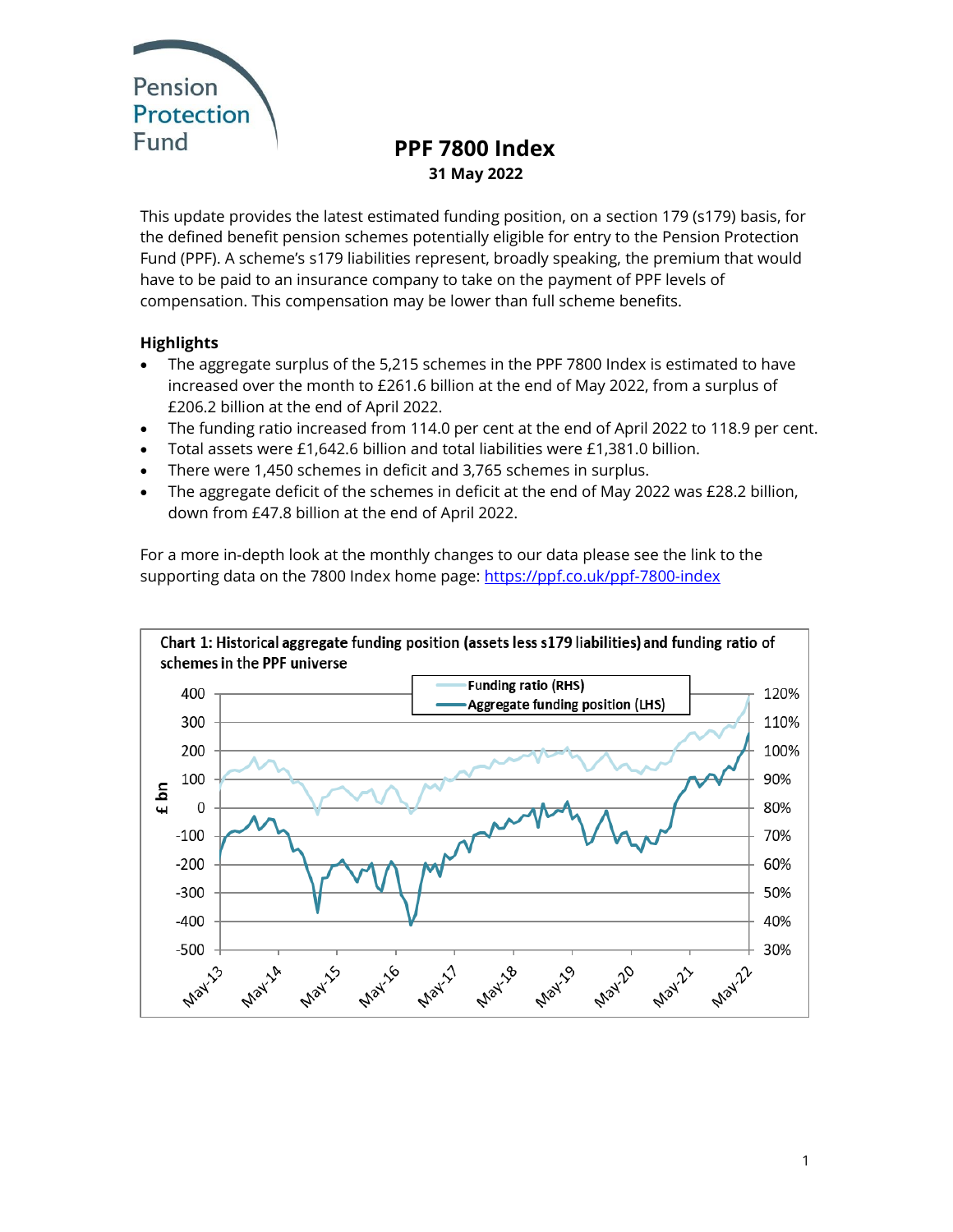Pension Protection Fund

# PPF 7800 Index

**31 May 2022**

This update provides the latest estimated funding position, on a section 179 (s179) basis, for the defined benefit pension schemes potentially eligible for entry to the Pension Protection Fund (PPF). A scheme's s179 liabilities represent, broadly speaking, the premium that would have to be paid to an insurance company to take on the payment of PPF levels of compensation. This compensation may be lower than full scheme benefits.

## Highlights

- The aggregate surplus of the 5,215 schemes in the PPF 7800 Index is estimated to have increased over the month to £261.6 billion at the end of May 2022, from a surplus of £206.2 billion at the end of April 2022.
- The funding ratio increased from 114.0 per cent at the end of April 2022 to 118.9 per cent.
- Total assets were £1,642.6 billion and total liabilities were £1,381.0 billion.
- There were 1,450 schemes in deficit and 3,765 schemes in surplus.
- The aggregate deficit of the schemes in deficit at the end of May 2022 was £28.2 billion, down from £47.8 billion at the end of April 2022.

For a more in-depth look at the monthly changes to our data please see the link to the supporting data on the 7800 Index home page: https://ppf.co.uk/ppf-7800-index

**Chart 1: Historical aggregate funding position (assets less s179 liabilities) and funding ratio of schemes in the PPF universe**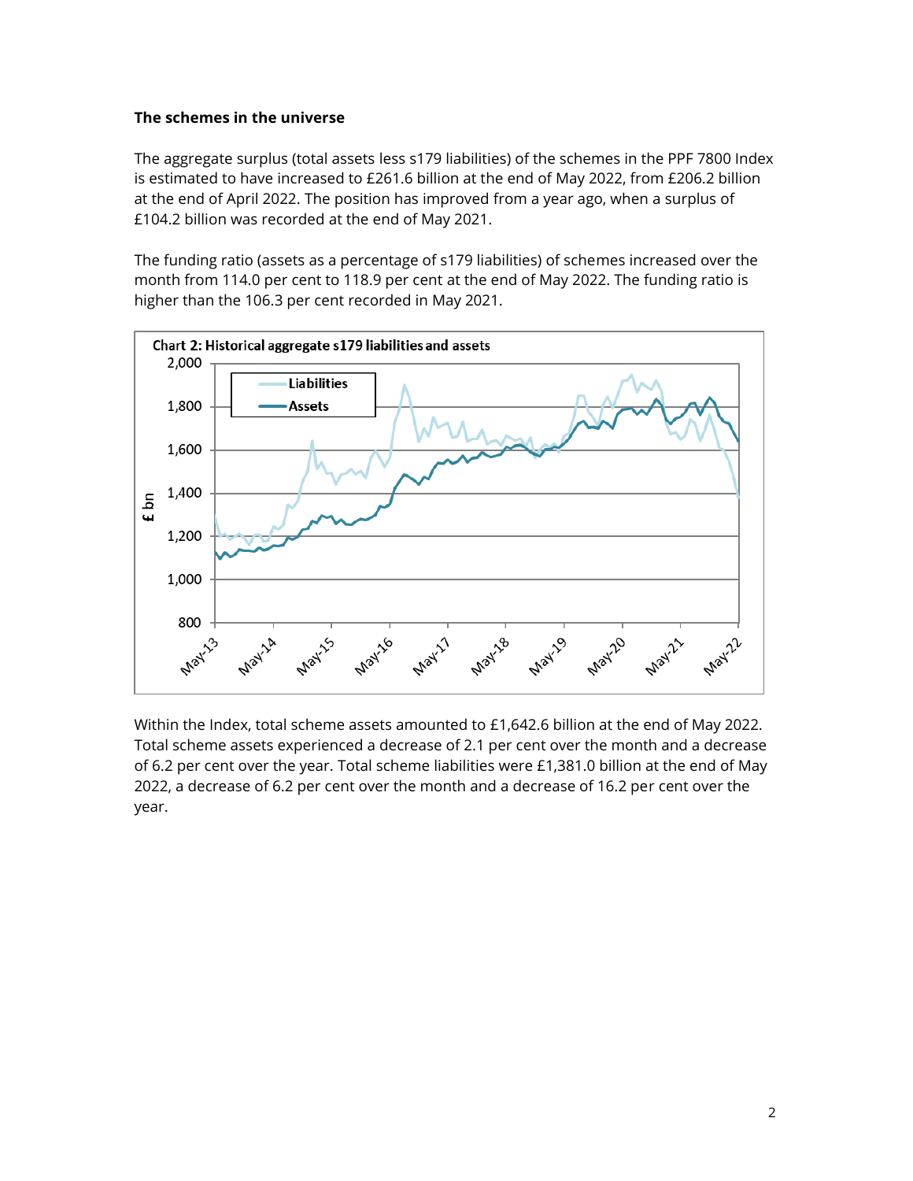### The schemes in the universe

The aggregate surplus (total assets less s179 liabilities) of the schemes in the PPF 7800 Index is estimated to have increased to £261.6 billion at the end of May 2022, from £206.2 billion at the end of April 2022. The position has improved from a year ago, when a surplus of £104.2 billion was recorded at the end of May 2021.

The funding ratio (assets as a percentage of s179 liabilities) of schemes increased over the month from 114.0 per cent to 118.9 per cent at the end of May 2022. The funding ratio is higher than the 106.3 per cent recorded in May 2021.

Chart 2: Historical aggregate s179 liabilities and assets

Within the Index, total scheme assets amounted to £1,642.6 billion at the end of May 2022. Total scheme assets experienced a decrease of 2.1 per cent over the month and a decrease of 6.2 per cent over the year. Total scheme liabilities were £1,381.0 billion at the end of May 2022, a decrease of 6.2 per cent over the month and a decrease of 16.2 per cent over the year.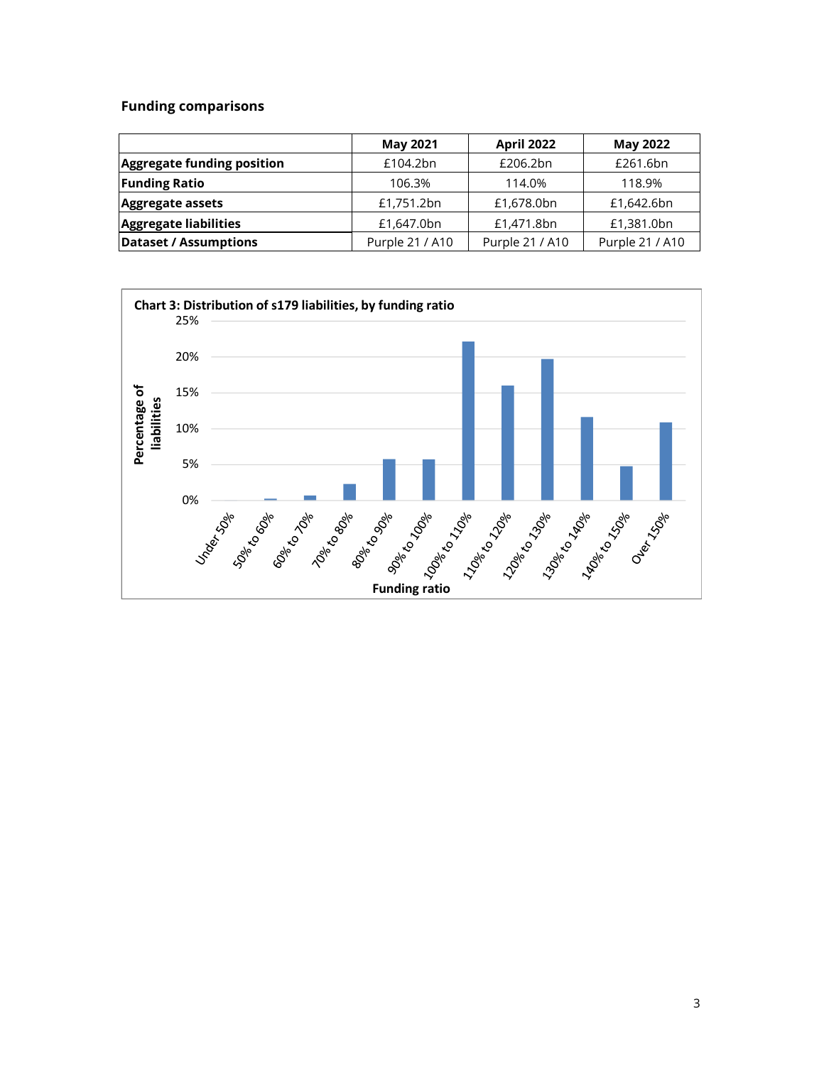## Funding comparisons

| | May 2021 | April 2022 | May 2022 |
|---|---|---|---|
| **Aggregate funding position** | £104.2bn | £206.2bn | £261.6bn |
| **Funding Ratio** | 106.3% | 114.0% | 118.9% |
| **Aggregate assets** | £1,751.2bn | £1,678.0bn | £1,642.6bn |
| **Aggregate liabilities** | £1,647.0bn | £1,471.8bn | £1,381.0bn |
| **Dataset / Assumptions** | Purple 21 / A10 | Purple 21 / A10 | Purple 21 / A10 |

**Chart 3: Distribution of s179 liabilities, by funding ratio**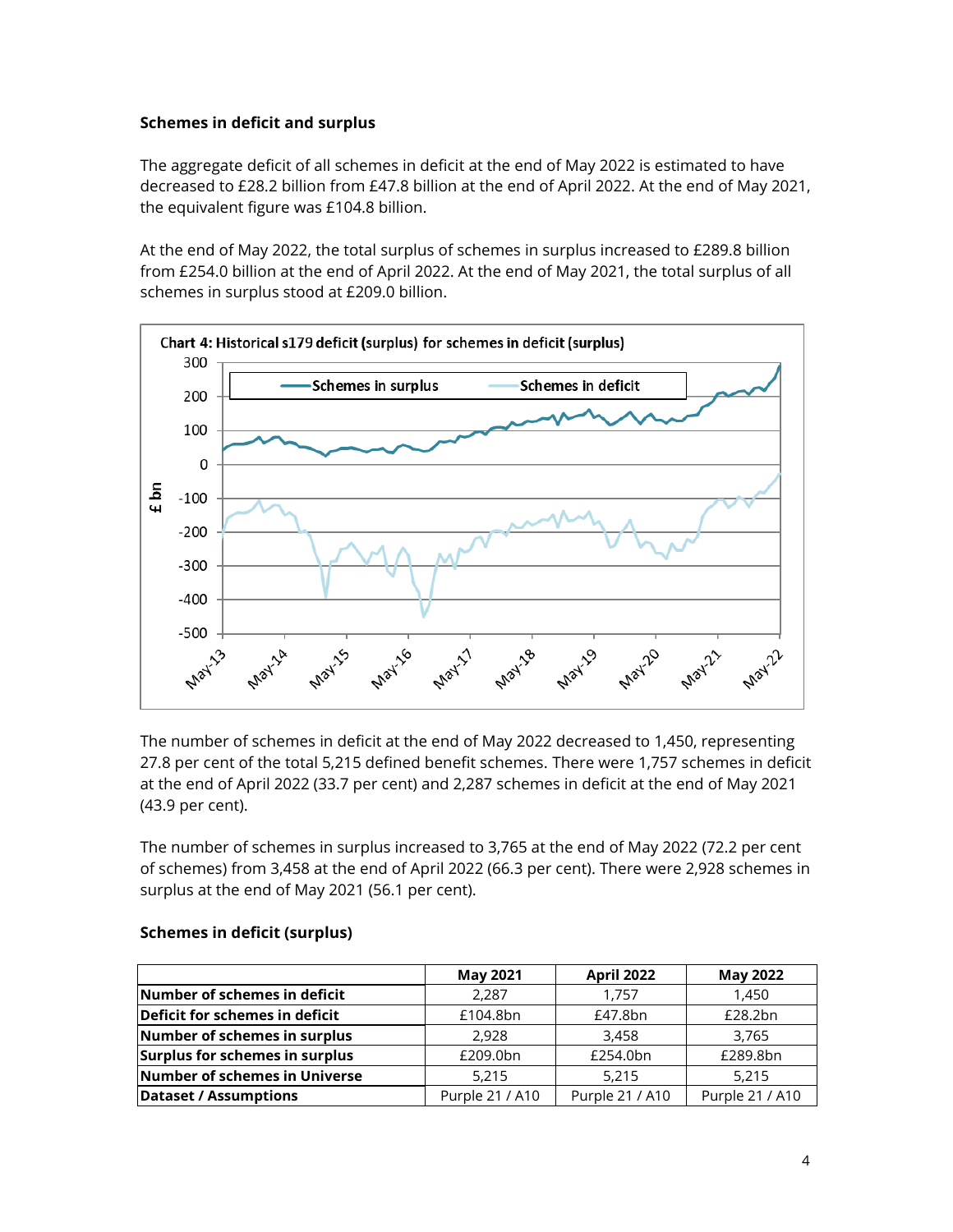**Schemes in deficit and surplus**

The aggregate deficit of all schemes in deficit at the end of May 2022 is estimated to have decreased to £28.2 billion from £47.8 billion at the end of April 2022. At the end of May 2021, the equivalent figure was £104.8 billion.

At the end of May 2022, the total surplus of schemes in surplus increased to £289.8 billion from £254.0 billion at the end of April 2022. At the end of May 2021, the total surplus of all schemes in surplus stood at £209.0 billion.

Chart 4: Historical s179 deficit (surplus) for schemes in deficit (surplus)

The number of schemes in deficit at the end of May 2022 decreased to 1,450, representing 27.8 per cent of the total 5,215 defined benefit schemes. There were 1,757 schemes in deficit at the end of April 2022 (33.7 per cent) and 2,287 schemes in deficit at the end of May 2021 (43.9 per cent).

The number of schemes in surplus increased to 3,765 at the end of May 2022 (72.2 per cent of schemes) from 3,458 at the end of April 2022 (66.3 per cent). There were 2,928 schemes in surplus at the end of May 2021 (56.1 per cent).

**Schemes in deficit (surplus)**

| | May 2021 | April 2022 | May 2022 |
|---|---|---|---|
| **Number of schemes in deficit** | 2,287 | 1,757 | 1,450 |
| **Deficit for schemes in deficit** | £104.8bn | £47.8bn | £28.2bn |
| **Number of schemes in surplus** | 2,928 | 3,458 | 3,765 |
| **Surplus for schemes in surplus** | £209.0bn | £254.0bn | £289.8bn |
| **Number of schemes in Universe** | 5,215 | 5,215 | 5,215 |
| **Dataset / Assumptions** | Purple 21 / A10 | Purple 21 / A10 | Purple 21 / A10 |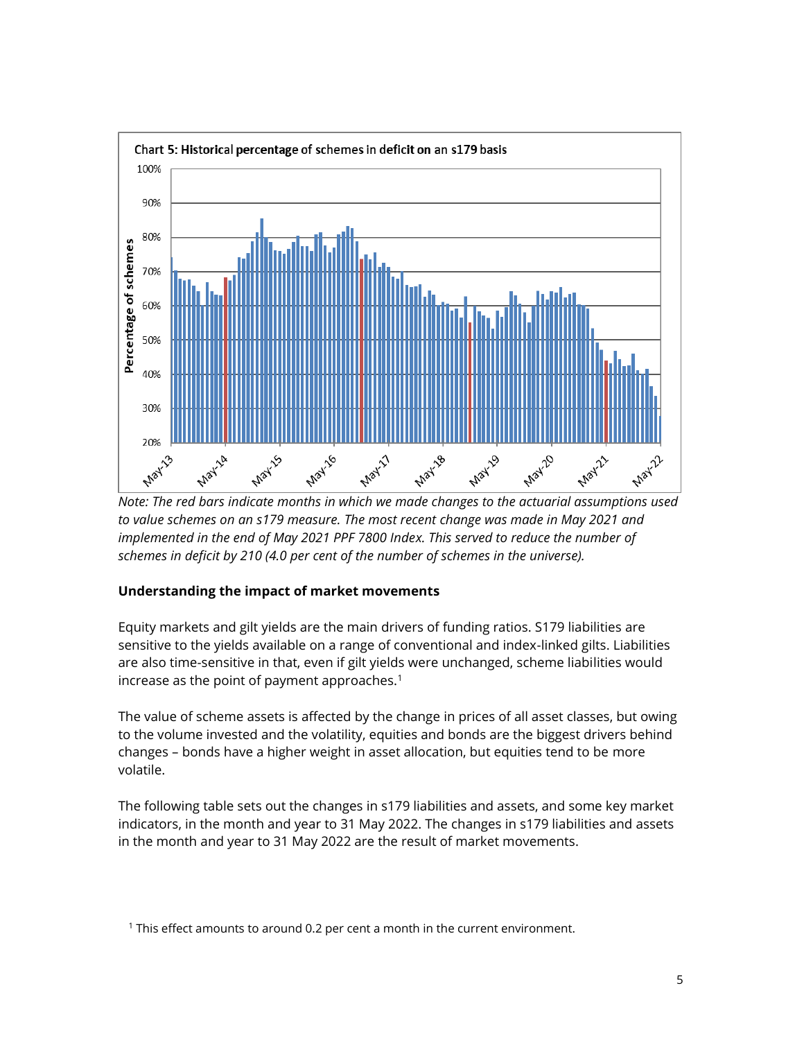**Chart 5: Historical percentage of schemes in deficit on an s179 basis**

*Note: The red bars indicate months in which we made changes to the actuarial assumptions used to value schemes on an s179 measure. The most recent change was made in May 2021 and implemented in the end of May 2021 PPF 7800 Index. This served to reduce the number of schemes in deficit by 210 (4.0 per cent of the number of schemes in the universe).*

### Understanding the impact of market movements

Equity markets and gilt yields are the main drivers of funding ratios. S179 liabilities are sensitive to the yields available on a range of conventional and index-linked gilts. Liabilities are also time-sensitive in that, even if gilt yields were unchanged, scheme liabilities would increase as the point of payment approaches.[1]

The value of scheme assets is affected by the change in prices of all asset classes, but owing to the volume invested and the volatility, equities and bonds are the biggest drivers behind changes – bonds have a higher weight in asset allocation, but equities tend to be more volatile.

The following table sets out the changes in s179 liabilities and assets, and some key market indicators, in the month and year to 31 May 2022. The changes in s179 liabilities and assets in the month and year to 31 May 2022 are the result of market movements.

[1] This effect amounts to around 0.2 per cent a month in the current environment.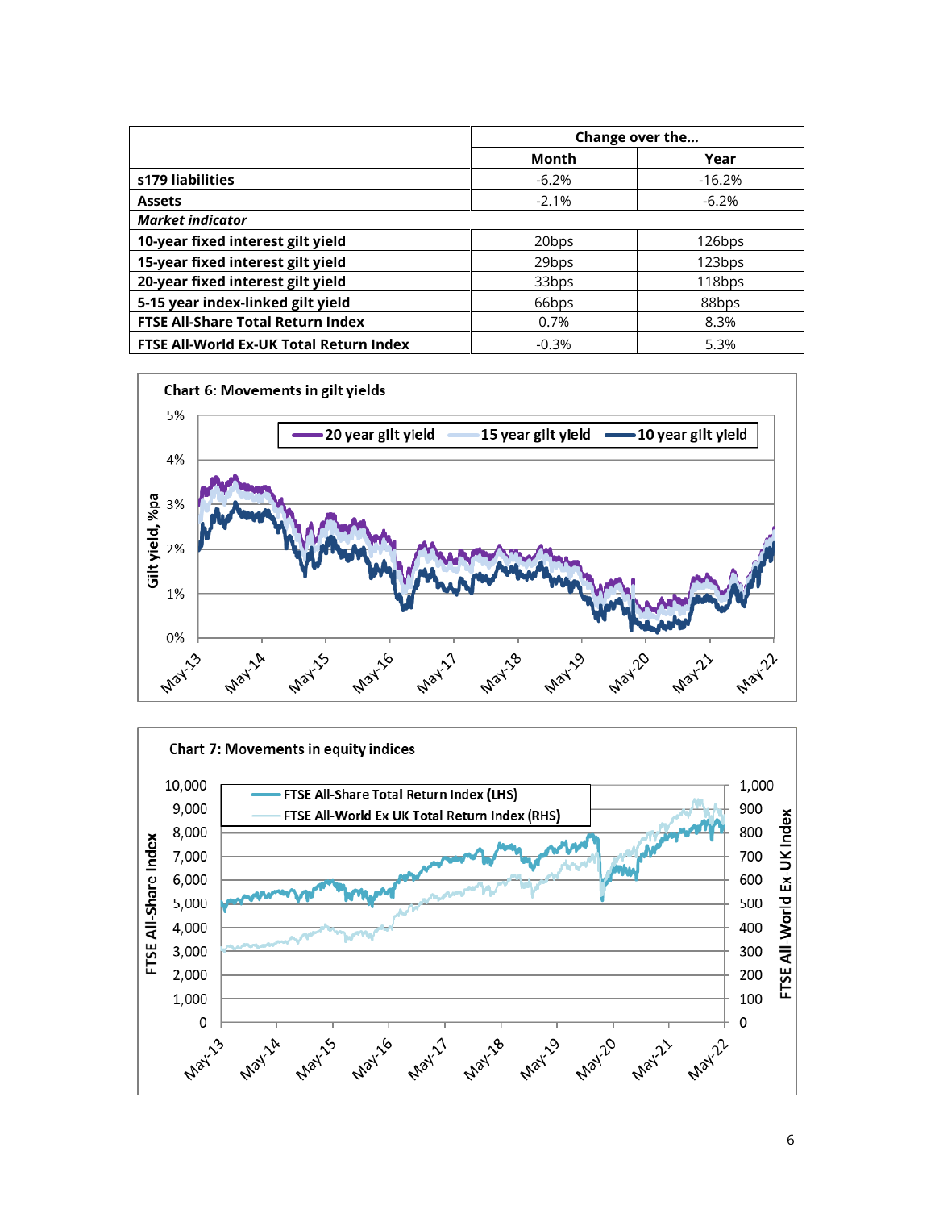| | Change over the... | |
|---|---|---|
| | Month | Year |
| **s179 liabilities** | -6.2% | -16.2% |
| **Assets** | -2.1% | -6.2% |
| ***Market indicator*** | | |
| **10-year fixed interest gilt yield** | 20bps | 126bps |
| **15-year fixed interest gilt yield** | 29bps | 123bps |
| **20-year fixed interest gilt yield** | 33bps | 118bps |
| **5-15 year index-linked gilt yield** | 66bps | 88bps |
| **FTSE All-Share Total Return Index** | 0.7% | 8.3% |
| **FTSE All-World Ex-UK Total Return Index** | -0.3% | 5.3% |

**Chart 6: Movements in gilt yields**

**Chart 7: Movements in equity indices**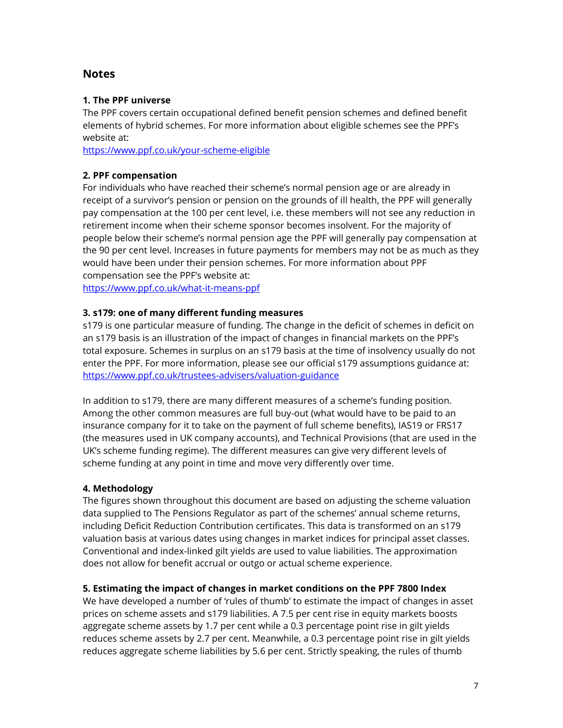## Notes

### 1. The PPF universe

The PPF covers certain occupational defined benefit pension schemes and defined benefit elements of hybrid schemes. For more information about eligible schemes see the PPF's website at:
https://www.ppf.co.uk/your-scheme-eligible

### 2. PPF compensation

For individuals who have reached their scheme's normal pension age or are already in receipt of a survivor's pension or pension on the grounds of ill health, the PPF will generally pay compensation at the 100 per cent level, i.e. these members will not see any reduction in retirement income when their scheme sponsor becomes insolvent. For the majority of people below their scheme's normal pension age the PPF will generally pay compensation at the 90 per cent level. Increases in future payments for members may not be as much as they would have been under their pension schemes. For more information about PPF compensation see the PPF's website at:
https://www.ppf.co.uk/what-it-means-ppf

### 3. s179: one of many different funding measures

s179 is one particular measure of funding. The change in the deficit of schemes in deficit on an s179 basis is an illustration of the impact of changes in financial markets on the PPF's total exposure. Schemes in surplus on an s179 basis at the time of insolvency usually do not enter the PPF. For more information, please see our official s179 assumptions guidance at:
https://www.ppf.co.uk/trustees-advisers/valuation-guidance

In addition to s179, there are many different measures of a scheme's funding position. Among the other common measures are full buy-out (what would have to be paid to an insurance company for it to take on the payment of full scheme benefits), IAS19 or FRS17 (the measures used in UK company accounts), and Technical Provisions (that are used in the UK's scheme funding regime). The different measures can give very different levels of scheme funding at any point in time and move very differently over time.

### 4. Methodology

The figures shown throughout this document are based on adjusting the scheme valuation data supplied to The Pensions Regulator as part of the schemes' annual scheme returns, including Deficit Reduction Contribution certificates. This data is transformed on an s179 valuation basis at various dates using changes in market indices for principal asset classes. Conventional and index-linked gilt yields are used to value liabilities. The approximation does not allow for benefit accrual or outgo or actual scheme experience.

### 5. Estimating the impact of changes in market conditions on the PPF 7800 Index

We have developed a number of 'rules of thumb' to estimate the impact of changes in asset prices on scheme assets and s179 liabilities. A 7.5 per cent rise in equity markets boosts aggregate scheme assets by 1.7 per cent while a 0.3 percentage point rise in gilt yields reduces scheme assets by 2.7 per cent. Meanwhile, a 0.3 percentage point rise in gilt yields reduces aggregate scheme liabilities by 5.6 per cent. Strictly speaking, the rules of thumb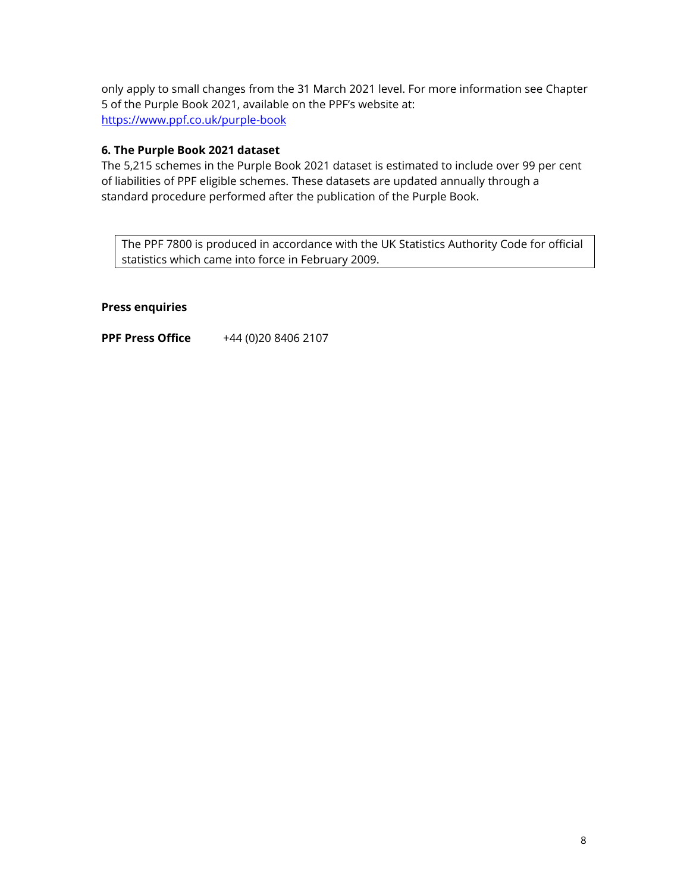only apply to small changes from the 31 March 2021 level. For more information see Chapter 5 of the Purple Book 2021, available on the PPF's website at: https://www.ppf.co.uk/purple-book

**6. The Purple Book 2021 dataset**

The 5,215 schemes in the Purple Book 2021 dataset is estimated to include over 99 per cent of liabilities of PPF eligible schemes. These datasets are updated annually through a standard procedure performed after the publication of the Purple Book.

The PPF 7800 is produced in accordance with the UK Statistics Authority Code for official statistics which came into force in February 2009.

**Press enquiries**

**PPF Press Office** +44 (0)20 8406 2107